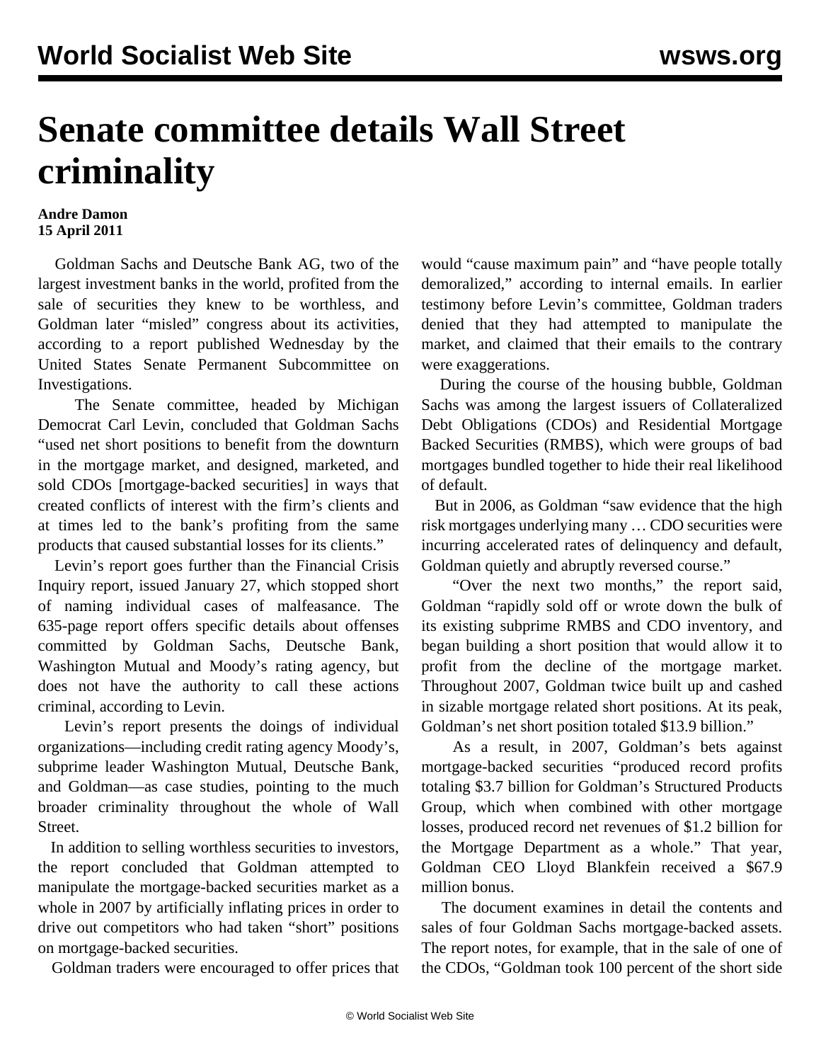# Senate committee details Wall Street criminality

**Andre Damon**
**15 April 2011**

Goldman Sachs and Deutsche Bank AG, two of the largest investment banks in the world, profited from the sale of securities they knew to be worthless, and Goldman later "misled" congress about its activities, according to a report published Wednesday by the United States Senate Permanent Subcommittee on Investigations.

The Senate committee, headed by Michigan Democrat Carl Levin, concluded that Goldman Sachs "used net short positions to benefit from the downturn in the mortgage market, and designed, marketed, and sold CDOs [mortgage-backed securities] in ways that created conflicts of interest with the firm's clients and at times led to the bank's profiting from the same products that caused substantial losses for its clients."

Levin's report goes further than the Financial Crisis Inquiry report, issued January 27, which stopped short of naming individual cases of malfeasance. The 635-page report offers specific details about offenses committed by Goldman Sachs, Deutsche Bank, Washington Mutual and Moody's rating agency, but does not have the authority to call these actions criminal, according to Levin.

Levin's report presents the doings of individual organizations—including credit rating agency Moody's, subprime leader Washington Mutual, Deutsche Bank, and Goldman—as case studies, pointing to the much broader criminality throughout the whole of Wall Street.

In addition to selling worthless securities to investors, the report concluded that Goldman attempted to manipulate the mortgage-backed securities market as a whole in 2007 by artificially inflating prices in order to drive out competitors who had taken "short" positions on mortgage-backed securities.

Goldman traders were encouraged to offer prices that would "cause maximum pain" and "have people totally demoralized," according to internal emails. In earlier testimony before Levin's committee, Goldman traders denied that they had attempted to manipulate the market, and claimed that their emails to the contrary were exaggerations.

During the course of the housing bubble, Goldman Sachs was among the largest issuers of Collateralized Debt Obligations (CDOs) and Residential Mortgage Backed Securities (RMBS), which were groups of bad mortgages bundled together to hide their real likelihood of default.

But in 2006, as Goldman "saw evidence that the high risk mortgages underlying many … CDO securities were incurring accelerated rates of delinquency and default, Goldman quietly and abruptly reversed course."

"Over the next two months," the report said, Goldman "rapidly sold off or wrote down the bulk of its existing subprime RMBS and CDO inventory, and began building a short position that would allow it to profit from the decline of the mortgage market. Throughout 2007, Goldman twice built up and cashed in sizable mortgage related short positions. At its peak, Goldman's net short position totaled $13.9 billion."

As a result, in 2007, Goldman's bets against mortgage-backed securities "produced record profits totaling $3.7 billion for Goldman's Structured Products Group, which when combined with other mortgage losses, produced record net revenues of $1.2 billion for the Mortgage Department as a whole." That year, Goldman CEO Lloyd Blankfein received a $67.9 million bonus.

The document examines in detail the contents and sales of four Goldman Sachs mortgage-backed assets. The report notes, for example, that in the sale of one of the CDOs, "Goldman took 100 percent of the short side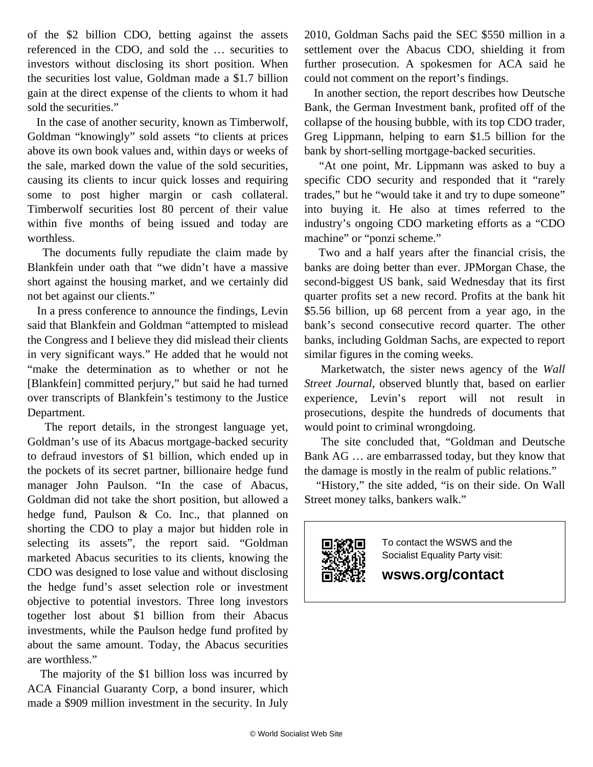of the $2 billion CDO, betting against the assets referenced in the CDO, and sold the … securities to investors without disclosing its short position. When the securities lost value, Goldman made a $1.7 billion gain at the direct expense of the clients to whom it had sold the securities.”

In the case of another security, known as Timberwolf, Goldman “knowingly” sold assets “to clients at prices above its own book values and, within days or weeks of the sale, marked down the value of the sold securities, causing its clients to incur quick losses and requiring some to post higher margin or cash collateral. Timberwolf securities lost 80 percent of their value within five months of being issued and today are worthless.

The documents fully repudiate the claim made by Blankfein under oath that “we didn’t have a massive short against the housing market, and we certainly did not bet against our clients.”

In a press conference to announce the findings, Levin said that Blankfein and Goldman “attempted to mislead the Congress and I believe they did mislead their clients in very significant ways.” He added that he would not “make the determination as to whether or not he [Blankfein] committed perjury,” but said he had turned over transcripts of Blankfein’s testimony to the Justice Department.

The report details, in the strongest language yet, Goldman’s use of its Abacus mortgage-backed security to defraud investors of $1 billion, which ended up in the pockets of its secret partner, billionaire hedge fund manager John Paulson. “In the case of Abacus, Goldman did not take the short position, but allowed a hedge fund, Paulson & Co. Inc., that planned on shorting the CDO to play a major but hidden role in selecting its assets”, the report said. “Goldman marketed Abacus securities to its clients, knowing the CDO was designed to lose value and without disclosing the hedge fund’s asset selection role or investment objective to potential investors. Three long investors together lost about $1 billion from their Abacus investments, while the Paulson hedge fund profited by about the same amount. Today, the Abacus securities are worthless.”

The majority of the $1 billion loss was incurred by ACA Financial Guaranty Corp, a bond insurer, which made a $909 million investment in the security. In July 2010, Goldman Sachs paid the SEC $550 million in a settlement over the Abacus CDO, shielding it from further prosecution. A spokesmen for ACA said he could not comment on the report’s findings.

In another section, the report describes how Deutsche Bank, the German Investment bank, profited off of the collapse of the housing bubble, with its top CDO trader, Greg Lippmann, helping to earn $1.5 billion for the bank by short-selling mortgage-backed securities.

“At one point, Mr. Lippmann was asked to buy a specific CDO security and responded that it “rarely trades,” but he “would take it and try to dupe someone” into buying it. He also at times referred to the industry’s ongoing CDO marketing efforts as a “CDO machine” or “ponzi scheme.”

Two and a half years after the financial crisis, the banks are doing better than ever. JPMorgan Chase, the second-biggest US bank, said Wednesday that its first quarter profits set a new record. Profits at the bank hit $5.56 billion, up 68 percent from a year ago, in the bank’s second consecutive record quarter. The other banks, including Goldman Sachs, are expected to report similar figures in the coming weeks.

Marketwatch, the sister news agency of the *Wall Street Journal*, observed bluntly that, based on earlier experience, Levin’s report will not result in prosecutions, despite the hundreds of documents that would point to criminal wrongdoing.

The site concluded that, “Goldman and Deutsche Bank AG … are embarrassed today, but they know that the damage is mostly in the realm of public relations.”

“History,” the site added, “is on their side. On Wall Street money talks, bankers walk.”

To contact the WSWS and the Socialist Equality Party visit:

**wsws.org/contact**